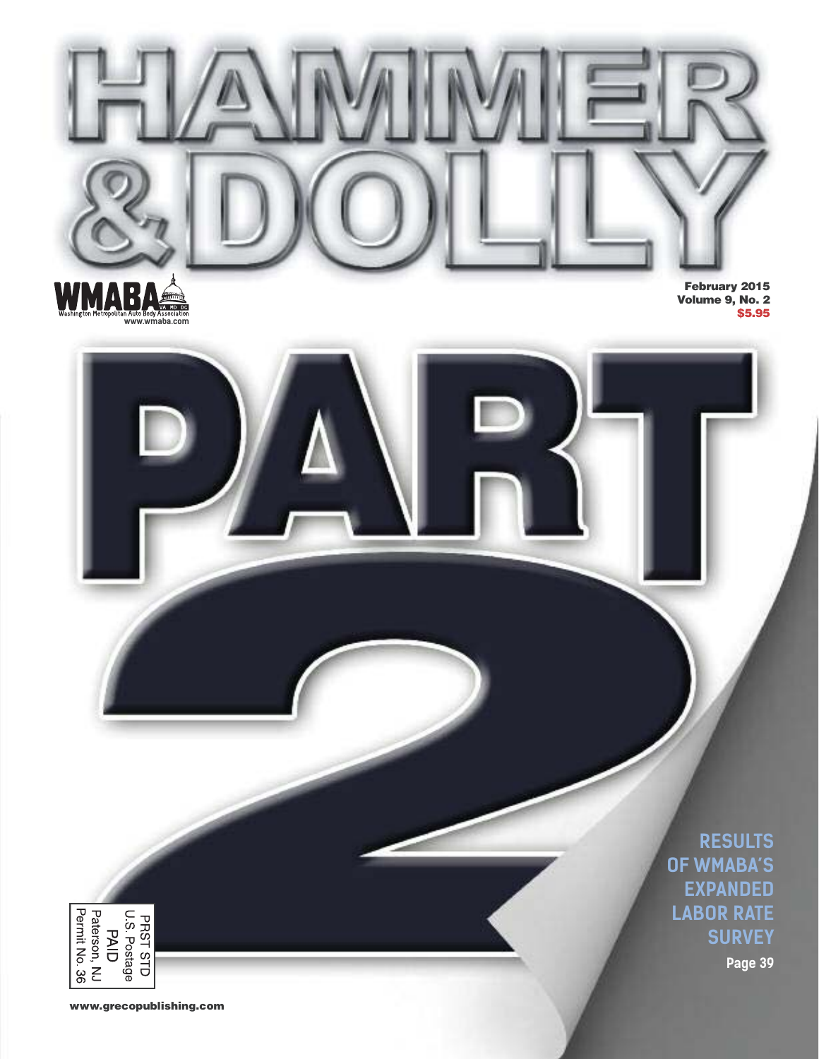# HAMMER & DOLLY

**WMABA**
Washington Metropolitan Auto Body Association
VA MD DC
www.wmaba.com

**February 2015**
**Volume 9, No. 2**
**$5.95**

# PART 2

**RESULTS OF WMABA'S EXPANDED LABOR RATE SURVEY**

**Page 39**

PRST STD
U.S. Postage
PAID
Paterson, NJ
Permit No. 36

www.grecopublishing.com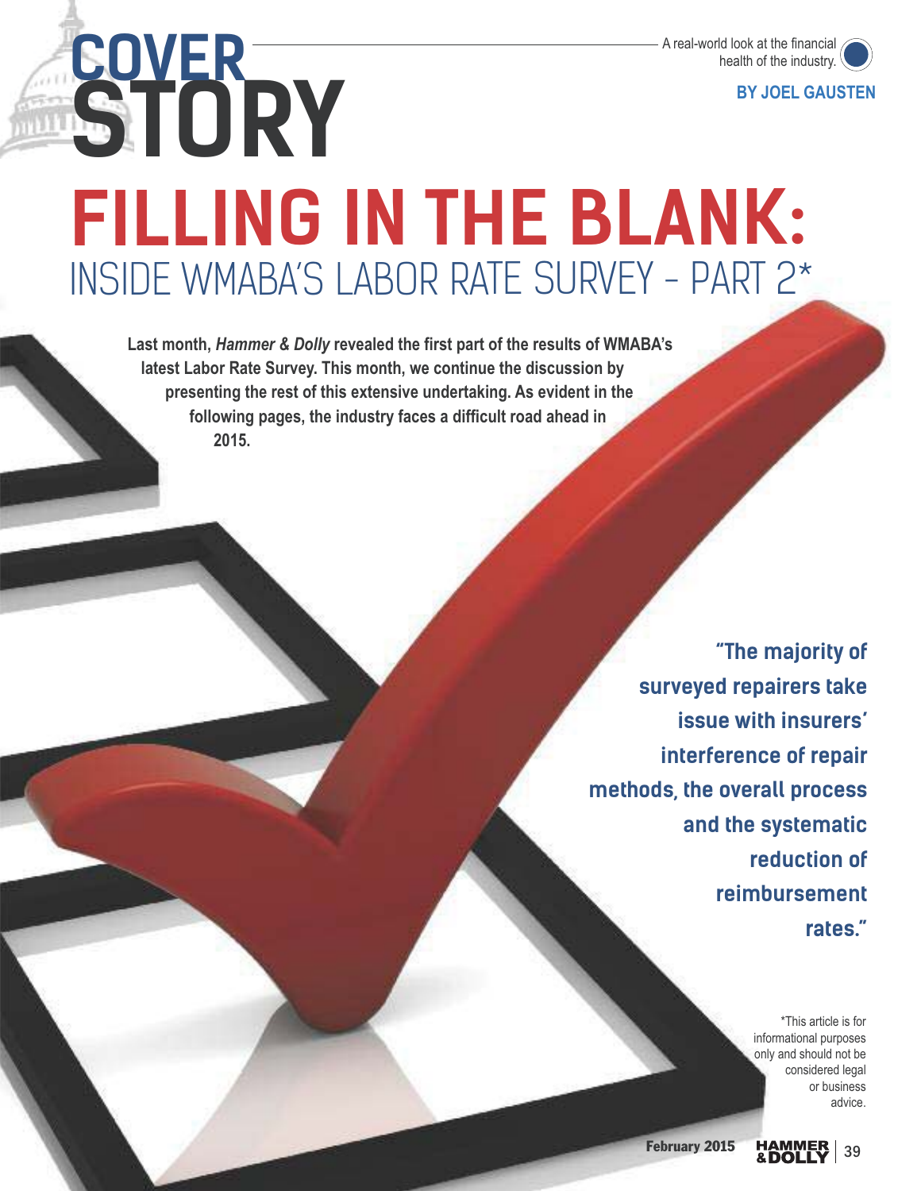# COVER STORY

A real-world look at the financial health of the industry.

**BY JOEL GAUSTEN**

# FILLING IN THE BLANK: INSIDE WMABA'S LABOR RATE SURVEY – PART 2*

**Last month, *Hammer & Dolly* revealed the first part of the results of WMABA's latest Labor Rate Survey. This month, we continue the discussion by presenting the rest of this extensive undertaking. As evident in the following pages, the industry faces a difficult road ahead in 2015.**

**"The majority of surveyed repairers take issue with insurers' interference of repair methods, the overall process and the systematic reduction of reimbursement rates."**

*This article is for informational purposes only and should not be considered legal or business advice.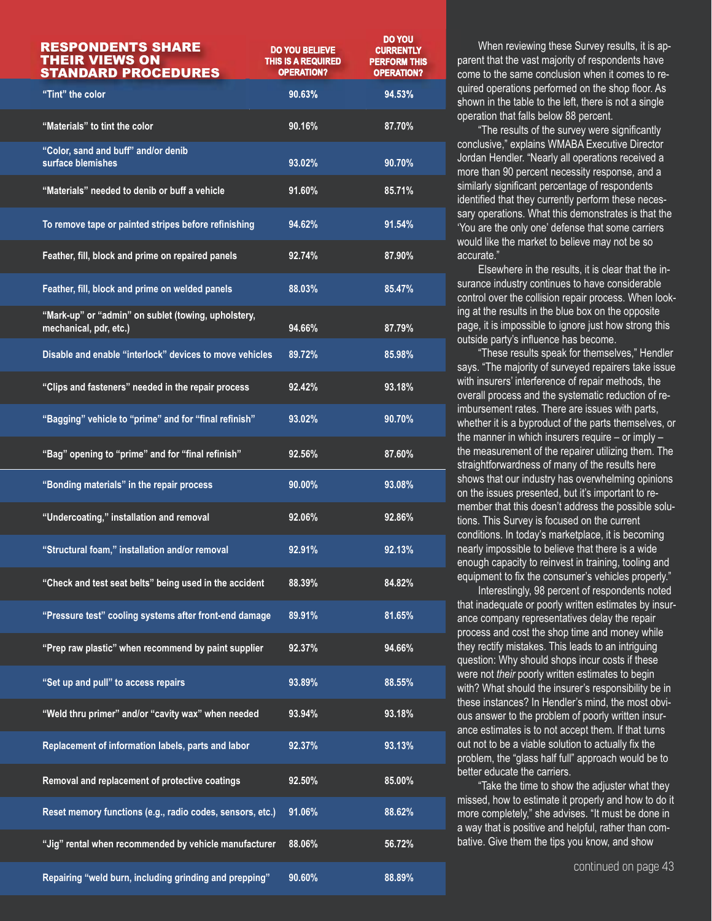| RESPONDENTS SHARE THEIR VIEWS ON STANDARD PROCEDURES | DO YOU BELIEVE THIS IS A REQUIRED OPERATION? | DO YOU CURRENTLY PERFORM THIS OPERATION? |
|---|---|---|
| "Tint" the color | 90.63% | 94.53% |
| "Materials" to tint the color | 90.16% | 87.70% |
| "Color, sand and buff" and/or denib surface blemishes | 93.02% | 90.70% |
| "Materials" needed to denib or buff a vehicle | 91.60% | 85.71% |
| To remove tape or painted stripes before refinishing | 94.62% | 91.54% |
| Feather, fill, block and prime on repaired panels | 92.74% | 87.90% |
| Feather, fill, block and prime on welded panels | 88.03% | 85.47% |
| "Mark-up" or "admin" on sublet (towing, upholstery, mechanical, pdr, etc.) | 94.66% | 87.79% |
| Disable and enable "interlock" devices to move vehicles | 89.72% | 85.98% |
| "Clips and fasteners" needed in the repair process | 92.42% | 93.18% |
| "Bagging" vehicle to "prime" and for "final refinish" | 93.02% | 90.70% |
| "Bag" opening to "prime" and for "final refinish" | 92.56% | 87.60% |
| "Bonding materials" in the repair process | 90.00% | 93.08% |
| "Undercoating," installation and removal | 92.06% | 92.86% |
| "Structural foam," installation and/or removal | 92.91% | 92.13% |
| "Check and test seat belts" being used in the accident | 88.39% | 84.82% |
| "Pressure test" cooling systems after front-end damage | 89.91% | 81.65% |
| "Prep raw plastic" when recommend by paint supplier | 92.37% | 94.66% |
| "Set up and pull" to access repairs | 93.89% | 88.55% |
| "Weld thru primer" and/or "cavity wax" when needed | 93.94% | 93.18% |
| Replacement of information labels, parts and labor | 92.37% | 93.13% |
| Removal and replacement of protective coatings | 92.50% | 85.00% |
| Reset memory functions (e.g., radio codes, sensors, etc.) | 91.06% | 88.62% |
| "Jig" rental when recommended by vehicle manufacturer | 88.06% | 56.72% |
| Repairing "weld burn, including grinding and prepping" | 90.60% | 88.89% |

When reviewing these Survey results, it is apparent that the vast majority of respondents have come to the same conclusion when it comes to required operations performed on the shop floor. As shown in the table to the left, there is not a single operation that falls below 88 percent.

"The results of the survey were significantly conclusive," explains WMABA Executive Director Jordan Hendler. "Nearly all operations received a more than 90 percent necessity response, and a similarly significant percentage of respondents identified that they currently perform these necessary operations. What this demonstrates is that the 'You are the only one' defense that some carriers would like the market to believe may not be so accurate."

Elsewhere in the results, it is clear that the insurance industry continues to have considerable control over the collision repair process. When looking at the results in the blue box on the opposite page, it is impossible to ignore just how strong this outside party's influence has become.

"These results speak for themselves," Hendler says. "The majority of surveyed repairers take issue with insurers' interference of repair methods, the overall process and the systematic reduction of reimbursement rates. There are issues with parts, whether it is a byproduct of the parts themselves, or the manner in which insurers require – or imply – the measurement of the repairer utilizing them. The straightforwardness of many of the results here shows that our industry has overwhelming opinions on the issues presented, but it's important to remember that this doesn't address the possible solutions. This Survey is focused on the current conditions. In today's marketplace, it is becoming nearly impossible to believe that there is a wide enough capacity to reinvest in training, tooling and equipment to fix the consumer's vehicles properly."

Interestingly, 98 percent of respondents noted that inadequate or poorly written estimates by insurance company representatives delay the repair process and cost the shop time and money while they rectify mistakes. This leads to an intriguing question: Why should shops incur costs if these were not *their* poorly written estimates to begin with? What should the insurer's responsibility be in these instances? In Hendler's mind, the most obvious answer to the problem of poorly written insurance estimates is to not accept them. If that turns out not to be a viable solution to actually fix the problem, the "glass half full" approach would be to better educate the carriers.

"Take the time to show the adjuster what they missed, how to estimate it properly and how to do it more completely," she advises. "It must be done in a way that is positive and helpful, rather than combative. Give them the tips you know, and show

continued on page 43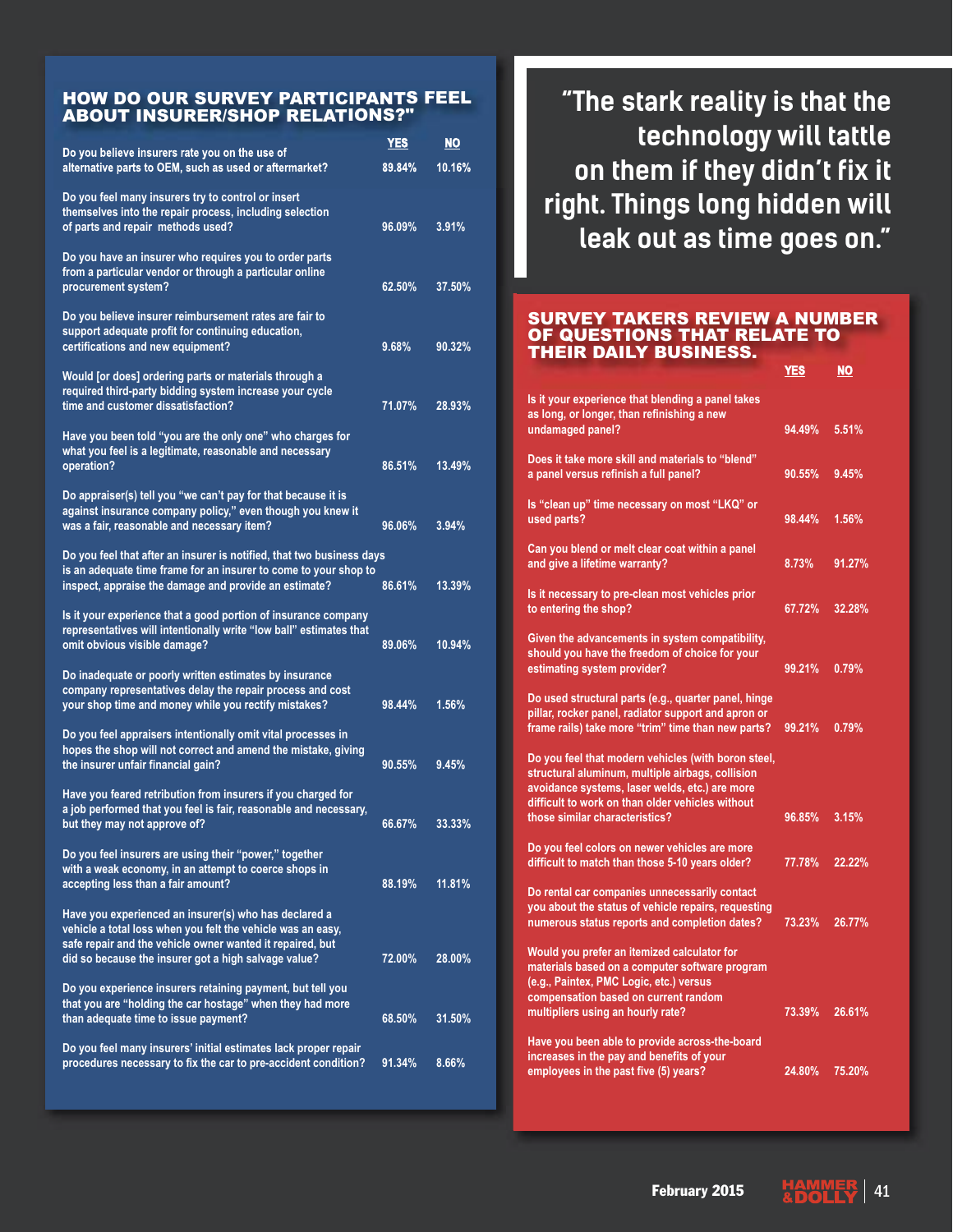## HOW DO OUR SURVEY PARTICIPANTS FEEL ABOUT INSURER/SHOP RELATIONS?"

| | YES | NO |
|---|---|---|
| Do you believe insurers rate you on the use of alternative parts to OEM, such as used or aftermarket? | 89.84% | 10.16% |
| Do you feel many insurers try to control or insert themselves into the repair process, including selection of parts and repair methods used? | 96.09% | 3.91% |
| Do you have an insurer who requires you to order parts from a particular vendor or through a particular online procurement system? | 62.50% | 37.50% |
| Do you believe insurer reimbursement rates are fair to support adequate profit for continuing education, certifications and new equipment? | 9.68% | 90.32% |
| Would [or does] ordering parts or materials through a required third-party bidding system increase your cycle time and customer dissatisfaction? | 71.07% | 28.93% |
| Have you been told "you are the only one" who charges for what you feel is a legitimate, reasonable and necessary operation? | 86.51% | 13.49% |
| Do appraiser(s) tell you "we can't pay for that because it is against insurance company policy," even though you knew it was a fair, reasonable and necessary item? | 96.06% | 3.94% |
| Do you feel that after an insurer is notified, that two business days is an adequate time frame for an insurer to come to your shop to inspect, appraise the damage and provide an estimate? | 86.61% | 13.39% |
| Is it your experience that a good portion of insurance company representatives will intentionally write "low ball" estimates that omit obvious visible damage? | 89.06% | 10.94% |
| Do inadequate or poorly written estimates by insurance company representatives delay the repair process and cost your shop time and money while you rectify mistakes? | 98.44% | 1.56% |
| Do you feel appraisers intentionally omit vital processes in hopes the shop will not correct and amend the mistake, giving the insurer unfair financial gain? | 90.55% | 9.45% |
| Have you feared retribution from insurers if you charged for a job performed that you feel is fair, reasonable and necessary, but they may not approve of? | 66.67% | 33.33% |
| Do you feel insurers are using their "power," together with a weak economy, in an attempt to coerce shops in accepting less than a fair amount? | 88.19% | 11.81% |
| Have you experienced an insurer(s) who has declared a vehicle a total loss when you felt the vehicle was an easy, safe repair and the vehicle owner wanted it repaired, but did so because the insurer got a high salvage value? | 72.00% | 28.00% |
| Do you experience insurers retaining payment, but tell you that you are "holding the car hostage" when they had more than adequate time to issue payment? | 68.50% | 31.50% |
| Do you feel many insurers' initial estimates lack proper repair procedures necessary to fix the car to pre-accident condition? | 91.34% | 8.66% |

> "The stark reality is that the technology will tattle on them if they didn't fix it right. Things long hidden will leak out as time goes on."

## SURVEY TAKERS REVIEW A NUMBER OF QUESTIONS THAT RELATE TO THEIR DAILY BUSINESS.

| | YES | NO |
|---|---|---|
| Is it your experience that blending a panel takes as long, or longer, than refinishing a new undamaged panel? | 94.49% | 5.51% |
| Does it take more skill and materials to "blend" a panel versus refinish a full panel? | 90.55% | 9.45% |
| Is "clean up" time necessary on most "LKQ" or used parts? | 98.44% | 1.56% |
| Can you blend or melt clear coat within a panel and give a lifetime warranty? | 8.73% | 91.27% |
| Is it necessary to pre-clean most vehicles prior to entering the shop? | 67.72% | 32.28% |
| Given the advancements in system compatibility, should you have the freedom of choice for your estimating system provider? | 99.21% | 0.79% |
| Do used structural parts (e.g., quarter panel, hinge pillar, rocker panel, radiator support and apron or frame rails) take more "trim" time than new parts? | 99.21% | 0.79% |
| Do you feel that modern vehicles (with boron steel, structural aluminum, multiple airbags, collision avoidance systems, laser welds, etc.) are more difficult to work on than older vehicles without those similar characteristics? | 96.85% | 3.15% |
| Do you feel colors on newer vehicles are more difficult to match than those 5-10 years older? | 77.78% | 22.22% |
| Do rental car companies unnecessarily contact you about the status of vehicle repairs, requesting numerous status reports and completion dates? | 73.23% | 26.77% |
| Would you prefer an itemized calculator for materials based on a computer software program (e.g., Paintex, PMC Logic, etc.) versus compensation based on current random multipliers using an hourly rate? | 73.39% | 26.61% |
| Have you been able to provide across-the-board increases in the pay and benefits of your employees in the past five (5) years? | 24.80% | 75.20% |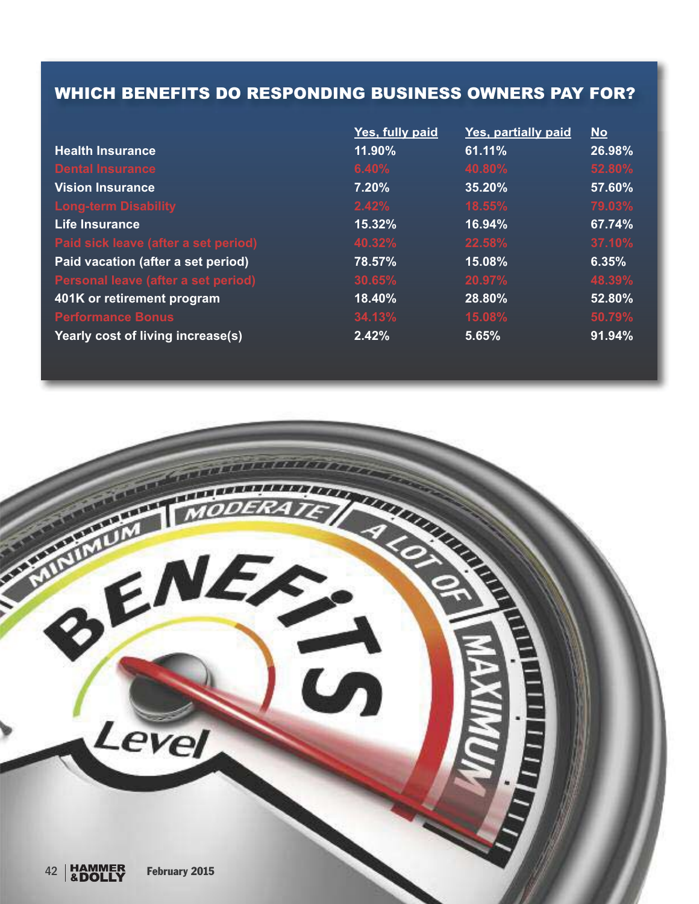## WHICH BENEFITS DO RESPONDING BUSINESS OWNERS PAY FOR?

| | Yes, fully paid | Yes, partially paid | No |
|---|---|---|---|
| Health Insurance | 11.90% | 61.11% | 26.98% |
| Dental Insurance | 6.40% | 40.80% | 52.80% |
| Vision Insurance | 7.20% | 35.20% | 57.60% |
| Long-term Disability | 2.42% | 18.55% | 79.03% |
| Life Insurance | 15.32% | 16.94% | 67.74% |
| Paid sick leave (after a set period) | 40.32% | 22.58% | 37.10% |
| Paid vacation (after a set period) | 78.57% | 15.08% | 6.35% |
| Personal leave (after a set period) | 30.65% | 20.97% | 48.39% |
| 401K or retirement program | 18.40% | 28.80% | 52.80% |
| Performance Bonus | 34.13% | 15.08% | 50.79% |
| Yearly cost of living increase(s) | 2.42% | 5.65% | 91.94% |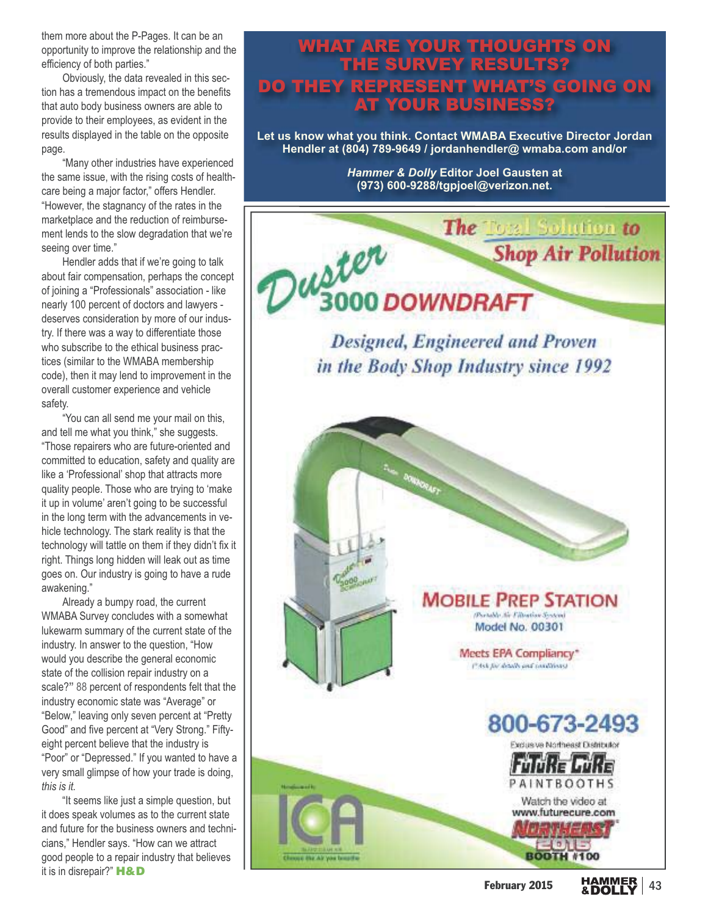them more about the P-Pages. It can be an opportunity to improve the relationship and the efficiency of both parties."

Obviously, the data revealed in this section has a tremendous impact on the benefits that auto body business owners are able to provide to their employees, as evident in the results displayed in the table on the opposite page.

"Many other industries have experienced the same issue, with the rising costs of healthcare being a major factor," offers Hendler. "However, the stagnancy of the rates in the marketplace and the reduction of reimbursement lends to the slow degradation that we're seeing over time."

Hendler adds that if we're going to talk about fair compensation, perhaps the concept of joining a "Professionals" association - like nearly 100 percent of doctors and lawyers - deserves consideration by more of our industry. If there was a way to differentiate those who subscribe to the ethical business practices (similar to the WMABA membership code), then it may lend to improvement in the overall customer experience and vehicle safety.

"You can all send me your mail on this, and tell me what you think," she suggests. "Those repairers who are future-oriented and committed to education, safety and quality are like a 'Professional' shop that attracts more quality people. Those who are trying to 'make it up in volume' aren't going to be successful in the long term with the advancements in vehicle technology. The stark reality is that the technology will tattle on them if they didn't fix it right. Things long hidden will leak out as time goes on. Our industry is going to have a rude awakening."

Already a bumpy road, the current WMABA Survey concludes with a somewhat lukewarm summary of the current state of the industry. In answer to the question, "How would you describe the general economic state of the collision repair industry on a scale?" 88 percent of respondents felt that the industry economic state was "Average" or "Below," leaving only seven percent at "Pretty Good" and five percent at "Very Strong." Fifty-eight percent believe that the industry is "Poor" or "Depressed." If you wanted to have a very small glimpse of how your trade is doing, *this is it.*

"It seems like just a simple question, but it does speak volumes as to the current state and future for the business owners and technicians," Hendler says. "How can we attract good people to a repair industry that believes it is in disrepair?" **H&D**

## WHAT ARE YOUR THOUGHTS ON THE SURVEY RESULTS? DO THEY REPRESENT WHAT'S GOING ON AT YOUR BUSINESS?

**Let us know what you think. Contact WMABA Executive Director Jordan Hendler at (804) 789-9649 / jordanhendler@ wmaba.com and/or**

***Hammer & Dolly* Editor Joel Gausten at (973) 600-9288/tgpjoel@verizon.net.**

The Total Solution to Shop Air Pollution

Duster 3000 DOWNDRAFT

Designed, Engineered and Proven in the Body Shop Industry since 1992

MOBILE PREP STATION

(Portable Air Filtration System)

Model No. 00301

Meets EPA Compliancy*

(*Ask for details and conditions)

800-673-2493

Exclusive Northeast Distributor

FUTURE CURE PAINTBOOTHS

Watch the video at www.futurecure.com

NORTHEAST 2015 BOOTH #100

ICA

Choose the Air you breathe